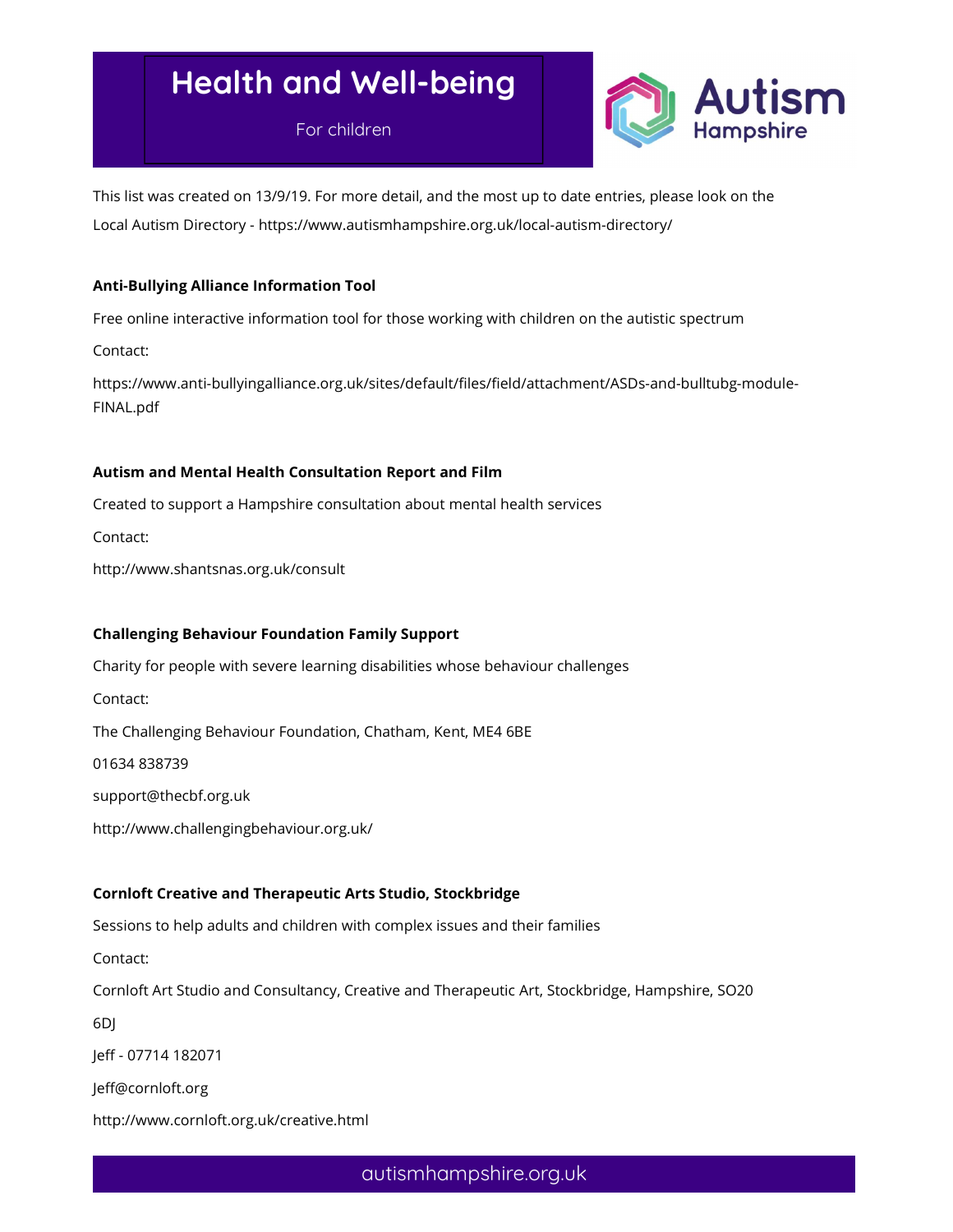# Health and Well-being

For children

This list was created on 13/9/19. For more detail, and the most up to date entries, please look on the Local Autism Directory - https://www.autismhampshire.org.uk/local-autism-directory/

**Anti-Bullying Alliance Information Tool**

Free online interactive information tool for those working with children on the autistic spectrum

Contact:

https://www.anti-bullyingalliance.org.uk/sites/default/files/field/attachment/ASDs-and-bulltubg-module-FINAL.pdf

**Autism and Mental Health Consultation Report and Film**

Created to support a Hampshire consultation about mental health services

Contact:

http://www.shantsnas.org.uk/consult

**Challenging Behaviour Foundation Family Support**

Charity for people with severe learning disabilities whose behaviour challenges

Contact:

The Challenging Behaviour Foundation, Chatham, Kent, ME4 6BE

01634 838739

support@thecbf.org.uk

http://www.challengingbehaviour.org.uk/

**Cornloft Creative and Therapeutic Arts Studio, Stockbridge**

Sessions to help adults and children with complex issues and their families

Contact:

Cornloft Art Studio and Consultancy, Creative and Therapeutic Art, Stockbridge, Hampshire, SO20 6DJ

Jeff - 07714 182071

Jeff@cornloft.org

http://www.cornloft.org.uk/creative.html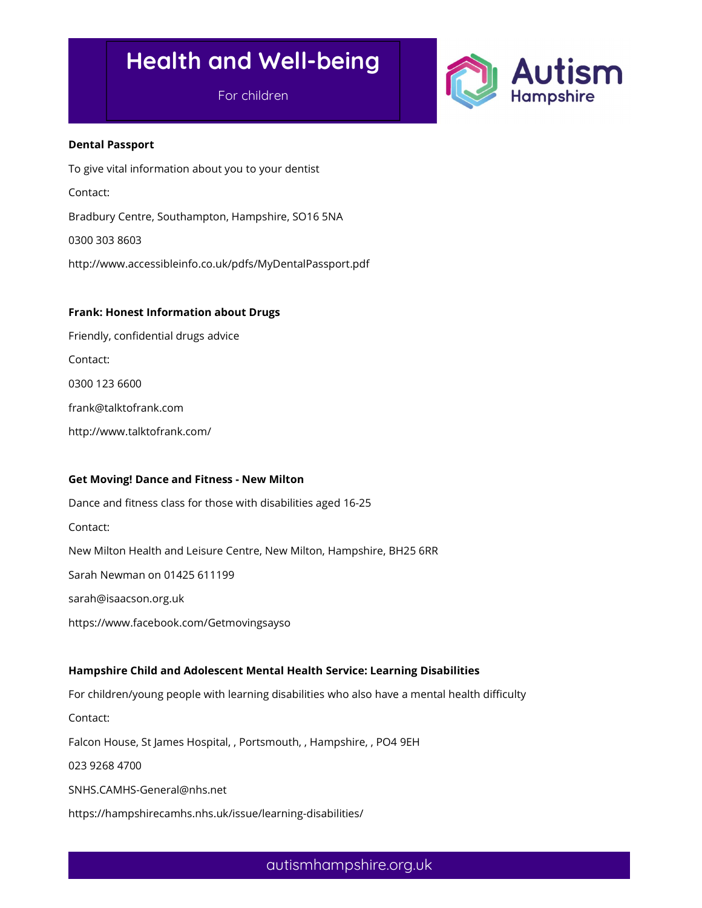# Health and Well-being

For children

**Dental Passport**

To give vital information about you to your dentist

Contact:

Bradbury Centre, Southampton, Hampshire, SO16 5NA

0300 303 8603

http://www.accessibleinfo.co.uk/pdfs/MyDentalPassport.pdf

**Frank: Honest Information about Drugs**

Friendly, confidential drugs advice

Contact:

0300 123 6600

frank@talktofrank.com

http://www.talktofrank.com/

**Get Moving! Dance and Fitness - New Milton**

Dance and fitness class for those with disabilities aged 16-25

Contact:

New Milton Health and Leisure Centre, New Milton, Hampshire, BH25 6RR

Sarah Newman on 01425 611199

sarah@isaacson.org.uk

https://www.facebook.com/Getmovingsayso

**Hampshire Child and Adolescent Mental Health Service: Learning Disabilities**

For children/young people with learning disabilities who also have a mental health difficulty

Contact:

Falcon House, St James Hospital, , Portsmouth, , Hampshire, , PO4 9EH

023 9268 4700

SNHS.CAMHS-General@nhs.net

https://hampshirecamhs.nhs.uk/issue/learning-disabilities/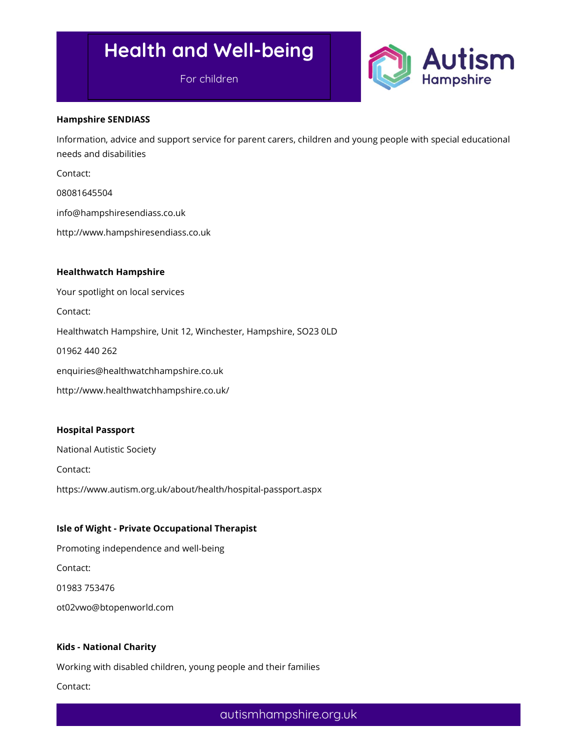# Health and Well-being

For children

**Hampshire SENDIASS**

Information, advice and support service for parent carers, children and young people with special educational needs and disabilities

Contact:

08081645504

info@hampshiresendiass.co.uk

http://www.hampshiresendiass.co.uk

**Healthwatch Hampshire**

Your spotlight on local services

Contact:

Healthwatch Hampshire, Unit 12, Winchester, Hampshire, SO23 0LD

01962 440 262

enquiries@healthwatchhampshire.co.uk

http://www.healthwatchhampshire.co.uk/

**Hospital Passport**

National Autistic Society

Contact:

https://www.autism.org.uk/about/health/hospital-passport.aspx

**Isle of Wight - Private Occupational Therapist**

Promoting independence and well-being

Contact:

01983 753476

ot02vwo@btopenworld.com

**Kids - National Charity**

Working with disabled children, young people and their families

Contact: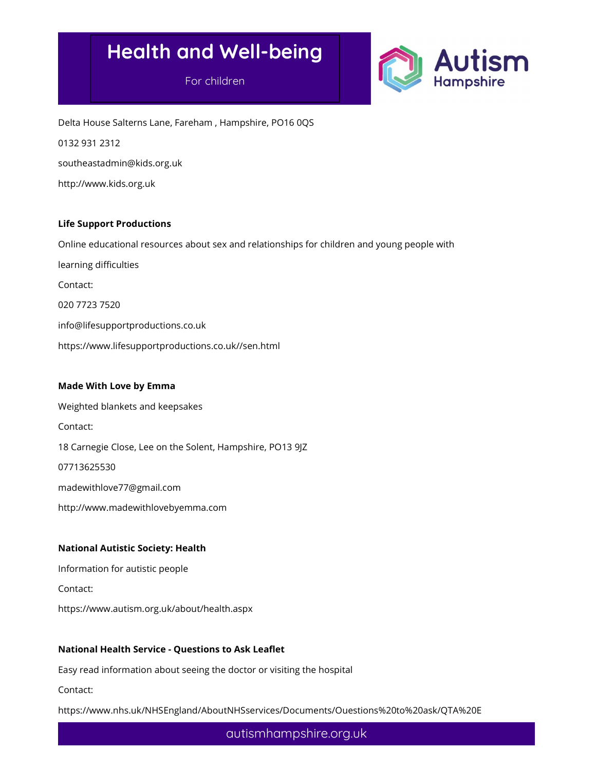Delta House Salterns Lane, Fareham , Hampshire, PO16 0QS

0132 931 2312

southeastadmin@kids.org.uk

http://www.kids.org.uk

**Life Support Productions**

Online educational resources about sex and relationships for children and young people with learning difficulties

Contact:

020 7723 7520

info@lifesupportproductions.co.uk

https://www.lifesupportproductions.co.uk//sen.html

**Made With Love by Emma**

Weighted blankets and keepsakes

Contact:

18 Carnegie Close, Lee on the Solent, Hampshire, PO13 9JZ

07713625530

madewithlove77@gmail.com

http://www.madewithlovebyemma.com

**National Autistic Society: Health**

Information for autistic people

Contact:

https://www.autism.org.uk/about/health.aspx

**National Health Service - Questions to Ask Leaflet**

Easy read information about seeing the doctor or visiting the hospital

Contact:

https://www.nhs.uk/NHSEngland/AboutNHSservices/Documents/Questions%20to%20ask/QTA%20E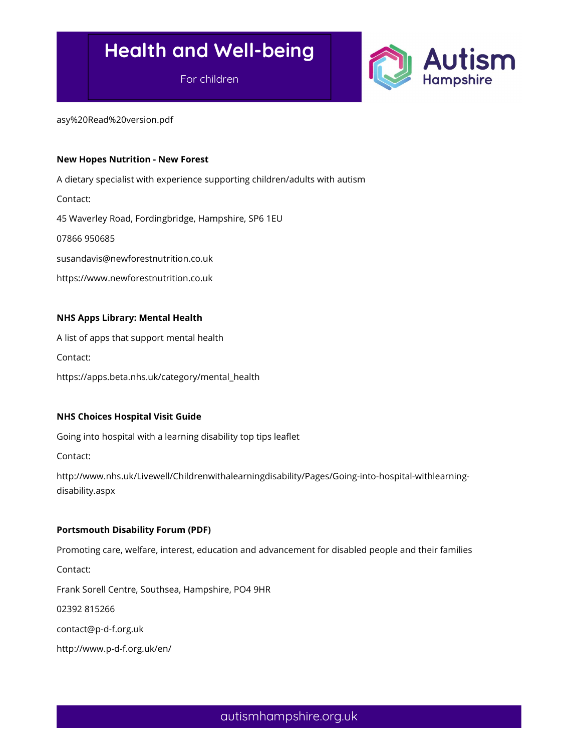asy%20Read%20version.pdf

**New Hopes Nutrition - New Forest**

A dietary specialist with experience supporting children/adults with autism

Contact:

45 Waverley Road, Fordingbridge, Hampshire, SP6 1EU

07866 950685

susandavis@newforestnutrition.co.uk

https://www.newforestnutrition.co.uk

**NHS Apps Library: Mental Health**

A list of apps that support mental health

Contact:

https://apps.beta.nhs.uk/category/mental_health

**NHS Choices Hospital Visit Guide**

Going into hospital with a learning disability top tips leaflet

Contact:

http://www.nhs.uk/Livewell/Childrenwithalearningdisability/Pages/Going-into-hospital-withlearning-disability.aspx

**Portsmouth Disability Forum (PDF)**

Promoting care, welfare, interest, education and advancement for disabled people and their families

Contact:

Frank Sorell Centre, Southsea, Hampshire, PO4 9HR

02392 815266

contact@p-d-f.org.uk

http://www.p-d-f.org.uk/en/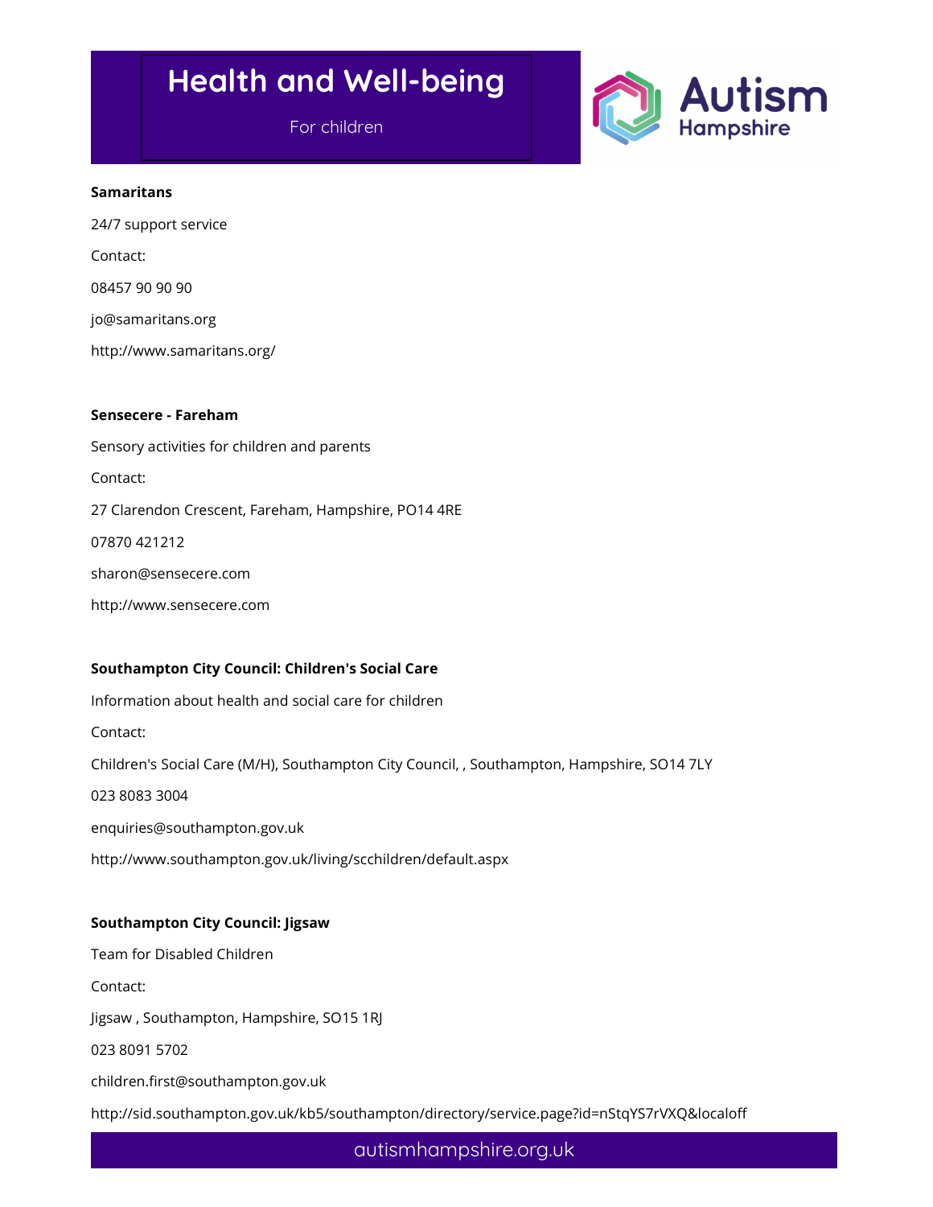**Samaritans**

24/7 support service

Contact:

08457 90 90 90

jo@samaritans.org

http://www.samaritans.org/

**Sensecere - Fareham**

Sensory activities for children and parents

Contact:

27 Clarendon Crescent, Fareham, Hampshire, PO14 4RE

07870 421212

sharon@sensecere.com

http://www.sensecere.com

**Southampton City Council: Children's Social Care**

Information about health and social care for children

Contact:

Children's Social Care (M/H), Southampton City Council, , Southampton, Hampshire, SO14 7LY

023 8083 3004

enquiries@southampton.gov.uk

http://www.southampton.gov.uk/living/scchildren/default.aspx

**Southampton City Council: Jigsaw**

Team for Disabled Children

Contact:

Jigsaw , Southampton, Hampshire, SO15 1RJ

023 8091 5702

children.first@southampton.gov.uk

http://sid.southampton.gov.uk/kb5/southampton/directory/service.page?id=nStqYS7rVXQ&localoff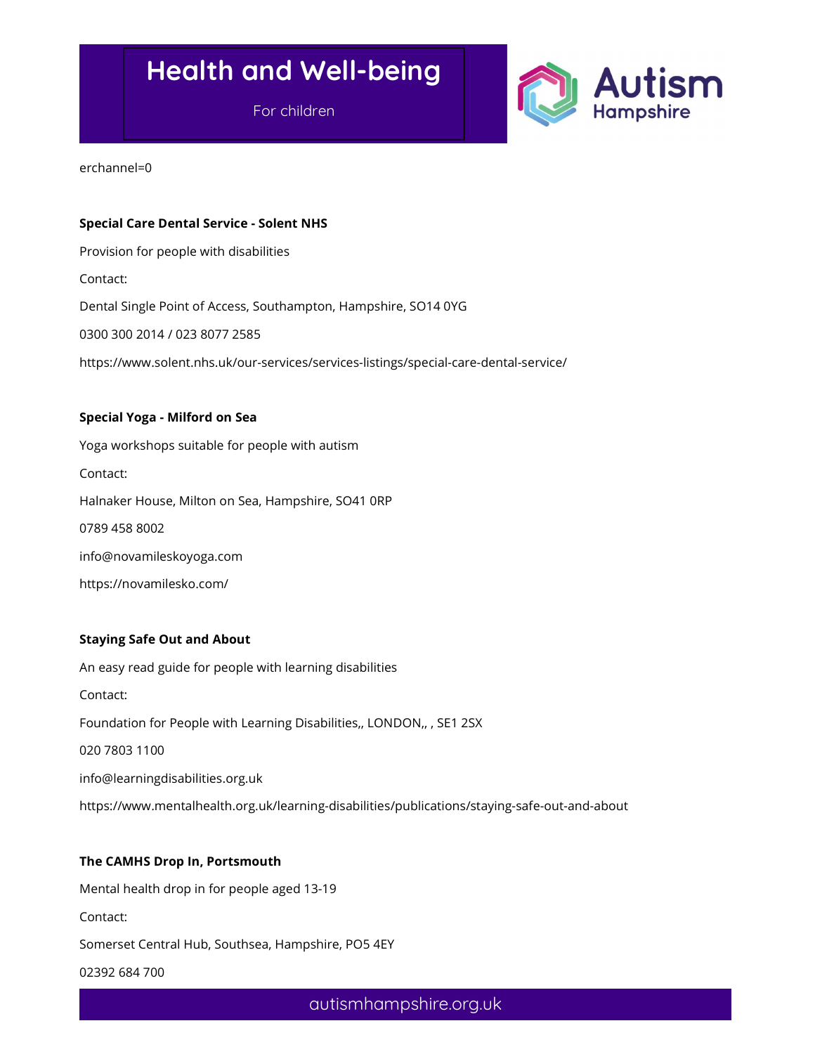erchannel=0

**Special Care Dental Service - Solent NHS**

Provision for people with disabilities

Contact:

Dental Single Point of Access, Southampton, Hampshire, SO14 0YG

0300 300 2014 / 023 8077 2585

https://www.solent.nhs.uk/our-services/services-listings/special-care-dental-service/

**Special Yoga - Milford on Sea**

Yoga workshops suitable for people with autism

Contact:

Halnaker House, Milton on Sea, Hampshire, SO41 0RP

0789 458 8002

info@novamileskoyoga.com

https://novamilesko.com/

**Staying Safe Out and About**

An easy read guide for people with learning disabilities

Contact:

Foundation for People with Learning Disabilities,, LONDON,, , SE1 2SX

020 7803 1100

info@learningdisabilities.org.uk

https://www.mentalhealth.org.uk/learning-disabilities/publications/staying-safe-out-and-about

**The CAMHS Drop In, Portsmouth**

Mental health drop in for people aged 13-19

Contact:

Somerset Central Hub, Southsea, Hampshire, PO5 4EY

02392 684 700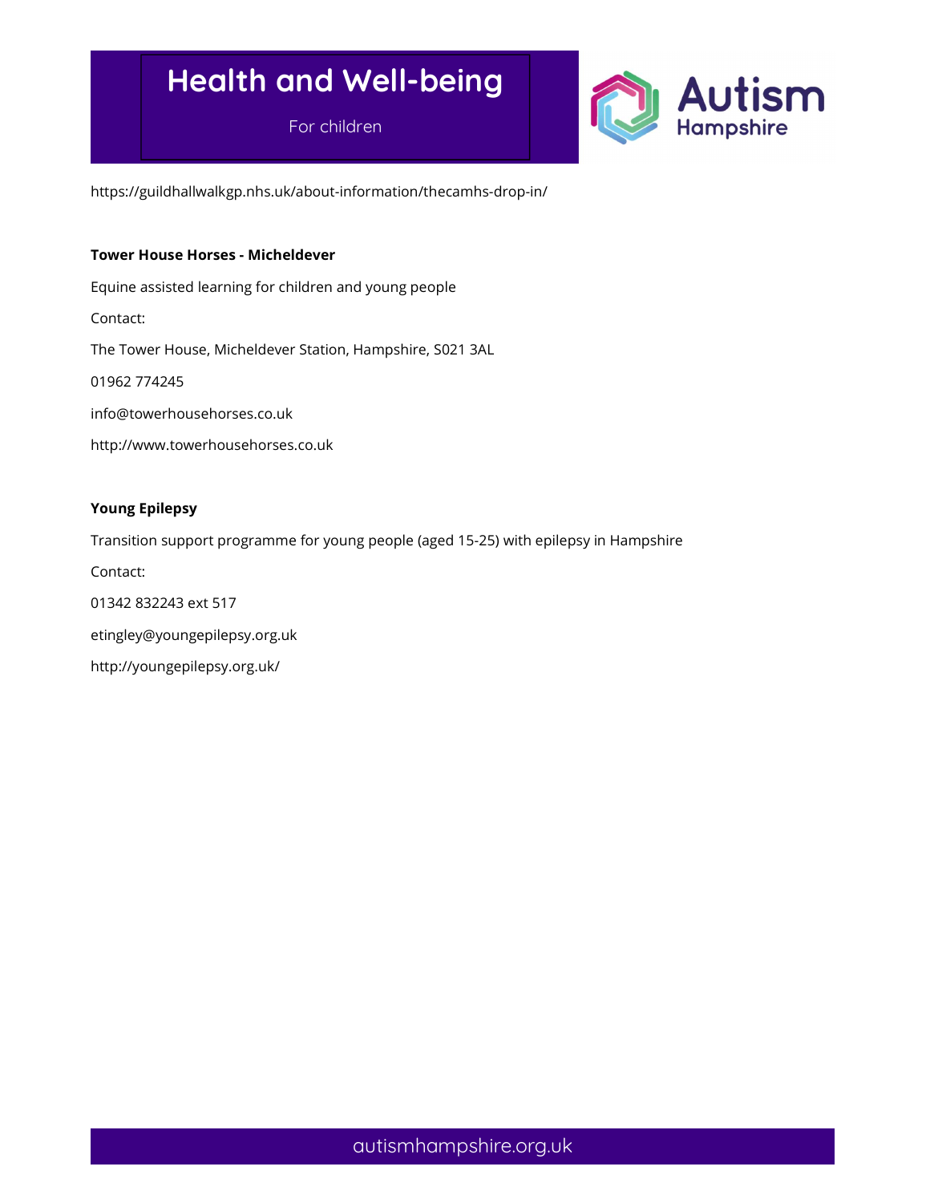https://guildhallwalkgp.nhs.uk/about-information/thecamhs-drop-in/

**Tower House Horses - Micheldever**

Equine assisted learning for children and young people

Contact:

The Tower House, Micheldever Station, Hampshire, S021 3AL

01962 774245

info@towerhousehorses.co.uk

http://www.towerhousehorses.co.uk

**Young Epilepsy**

Transition support programme for young people (aged 15-25) with epilepsy in Hampshire

Contact:

01342 832243 ext 517

etingley@youngepilepsy.org.uk

http://youngepilepsy.org.uk/